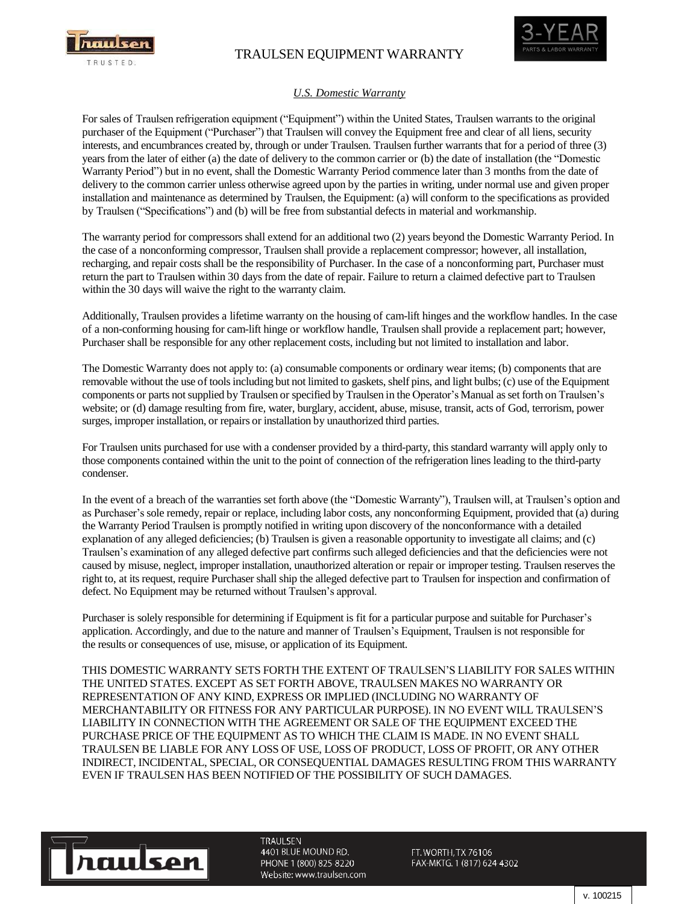# TRAULSEN EQUIPMENT WARRANTY

3-YEAR PARTS & LABOR WARRANTY

## *U.S. Domestic Warranty*

For sales of Traulsen refrigeration equipment ("Equipment") within the United States, Traulsen warrants to the original purchaser of the Equipment ("Purchaser") that Traulsen will convey the Equipment free and clear of all liens, security interests, and encumbrances created by, through or under Traulsen. Traulsen further warrants that for a period of three (3) years from the later of either (a) the date of delivery to the common carrier or (b) the date of installation (the "Domestic Warranty Period") but in no event, shall the Domestic Warranty Period commence later than 3 months from the date of delivery to the common carrier unless otherwise agreed upon by the parties in writing, under normal use and given proper installation and maintenance as determined by Traulsen, the Equipment: (a) will conform to the specifications as provided by Traulsen ("Specifications") and (b) will be free from substantial defects in material and workmanship.

The warranty period for compressors shall extend for an additional two (2) years beyond the Domestic Warranty Period. In the case of a nonconforming compressor, Traulsen shall provide a replacement compressor; however, all installation, recharging, and repair costs shall be the responsibility of Purchaser. In the case of a nonconforming part, Purchaser must return the part to Traulsen within 30 days from the date of repair. Failure to return a claimed defective part to Traulsen within the 30 days will waive the right to the warranty claim.

Additionally, Traulsen provides a lifetime warranty on the housing of cam-lift hinges and the workflow handles. In the case of a non-conforming housing for cam-lift hinge or workflow handle, Traulsen shall provide a replacement part; however, Purchaser shall be responsible for any other replacement costs, including but not limited to installation and labor.

The Domestic Warranty does not apply to: (a) consumable components or ordinary wear items; (b) components that are removable without the use of tools including but not limited to gaskets, shelf pins, and light bulbs; (c) use of the Equipment components or parts not supplied by Traulsen or specified by Traulsen in the Operator's Manual as set forth on Traulsen's website; or (d) damage resulting from fire, water, burglary, accident, abuse, misuse, transit, acts of God, terrorism, power surges, improper installation, or repairs or installation by unauthorized third parties.

For Traulsen units purchased for use with a condenser provided by a third-party, this standard warranty will apply only to those components contained within the unit to the point of connection of the refrigeration lines leading to the third-party condenser.

In the event of a breach of the warranties set forth above (the "Domestic Warranty"), Traulsen will, at Traulsen's option and as Purchaser's sole remedy, repair or replace, including labor costs, any nonconforming Equipment, provided that (a) during the Warranty Period Traulsen is promptly notified in writing upon discovery of the nonconformance with a detailed explanation of any alleged deficiencies; (b) Traulsen is given a reasonable opportunity to investigate all claims; and (c) Traulsen's examination of any alleged defective part confirms such alleged deficiencies and that the deficiencies were not caused by misuse, neglect, improper installation, unauthorized alteration or repair or improper testing. Traulsen reserves the right to, at its request, require Purchaser shall ship the alleged defective part to Traulsen for inspection and confirmation of defect. No Equipment may be returned without Traulsen's approval.

Purchaser is solely responsible for determining if Equipment is fit for a particular purpose and suitable for Purchaser's application. Accordingly, and due to the nature and manner of Traulsen's Equipment, Traulsen is not responsible for the results or consequences of use, misuse, or application of its Equipment.

THIS DOMESTIC WARRANTY SETS FORTH THE EXTENT OF TRAULSEN'S LIABILITY FOR SALES WITHIN THE UNITED STATES. EXCEPT AS SET FORTH ABOVE, TRAULSEN MAKES NO WARRANTY OR REPRESENTATION OF ANY KIND, EXPRESS OR IMPLIED (INCLUDING NO WARRANTY OF MERCHANTABILITY OR FITNESS FOR ANY PARTICULAR PURPOSE). IN NO EVENT WILL TRAULSEN'S LIABILITY IN CONNECTION WITH THE AGREEMENT OR SALE OF THE EQUIPMENT EXCEED THE PURCHASE PRICE OF THE EQUIPMENT AS TO WHICH THE CLAIM IS MADE. IN NO EVENT SHALL TRAULSEN BE LIABLE FOR ANY LOSS OF USE, LOSS OF PRODUCT, LOSS OF PROFIT, OR ANY OTHER INDIRECT, INCIDENTAL, SPECIAL, OR CONSEQUENTIAL DAMAGES RESULTING FROM THIS WARRANTY EVEN IF TRAULSEN HAS BEEN NOTIFIED OF THE POSSIBILITY OF SUCH DAMAGES.

TRAULSEN
4401 BLUE MOUND RD.
PHONE 1 (800) 825-8220
Website: www.traulsen.com

FT. WORTH, TX 76106
FAX-MKTG. 1 (817) 624 4302

v. 100215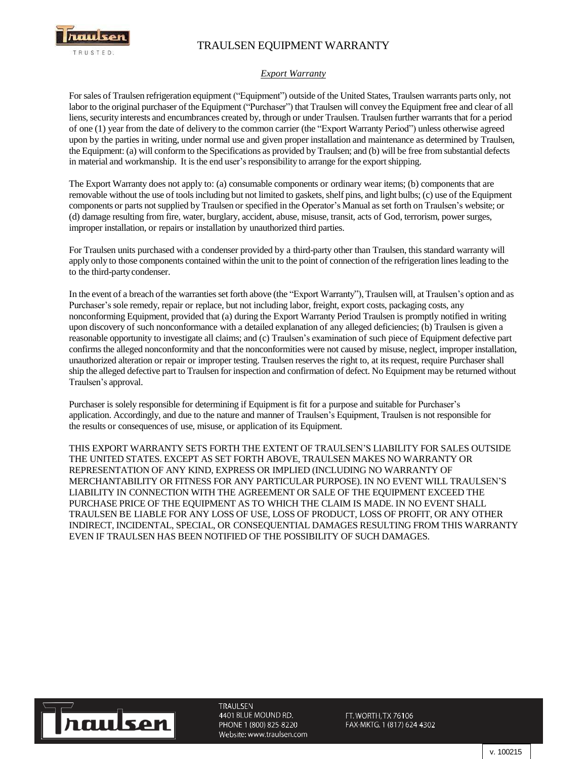# TRAULSEN EQUIPMENT WARRANTY

*Export Warranty*

For sales of Traulsen refrigeration equipment ("Equipment") outside of the United States, Traulsen warrants parts only, not labor to the original purchaser of the Equipment ("Purchaser") that Traulsen will convey the Equipment free and clear of all liens, security interests and encumbrances created by, through or under Traulsen. Traulsen further warrants that for a period of one (1) year from the date of delivery to the common carrier (the "Export Warranty Period") unless otherwise agreed upon by the parties in writing, under normal use and given proper installation and maintenance as determined by Traulsen, the Equipment: (a) will conform to the Specifications as provided by Traulsen; and (b) will be free from substantial defects in material and workmanship. It is the end user's responsibility to arrange for the export shipping.

The Export Warranty does not apply to: (a) consumable components or ordinary wear items; (b) components that are removable without the use of tools including but not limited to gaskets, shelf pins, and light bulbs; (c) use of the Equipment components or parts not supplied by Traulsen or specified in the Operator's Manual as set forth on Traulsen's website; or (d) damage resulting from fire, water, burglary, accident, abuse, misuse, transit, acts of God, terrorism, power surges, improper installation, or repairs or installation by unauthorized third parties.

For Traulsen units purchased with a condenser provided by a third-party other than Traulsen, this standard warranty will apply only to those components contained within the unit to the point of connection of the refrigeration lines leading to the to the third-party condenser.

In the event of a breach of the warranties set forth above (the "Export Warranty"), Traulsen will, at Traulsen's option and as Purchaser's sole remedy, repair or replace, but not including labor, freight, export costs, packaging costs, any nonconforming Equipment, provided that (a) during the Export Warranty Period Traulsen is promptly notified in writing upon discovery of such nonconformance with a detailed explanation of any alleged deficiencies; (b) Traulsen is given a reasonable opportunity to investigate all claims; and (c) Traulsen's examination of such piece of Equipment defective part confirms the alleged nonconformity and that the nonconformities were not caused by misuse, neglect, improper installation, unauthorized alteration or repair or improper testing. Traulsen reserves the right to, at its request, require Purchaser shall ship the alleged defective part to Traulsen for inspection and confirmation of defect. No Equipment may be returned without Traulsen's approval.

Purchaser is solely responsible for determining if Equipment is fit for a purpose and suitable for Purchaser's application. Accordingly, and due to the nature and manner of Traulsen's Equipment, Traulsen is not responsible for the results or consequences of use, misuse, or application of its Equipment.

THIS EXPORT WARRANTY SETS FORTH THE EXTENT OF TRAULSEN'S LIABILITY FOR SALES OUTSIDE THE UNITED STATES. EXCEPT AS SET FORTH ABOVE, TRAULSEN MAKES NO WARRANTY OR REPRESENTATION OF ANY KIND, EXPRESS OR IMPLIED (INCLUDING NO WARRANTY OF MERCHANTABILITY OR FITNESS FOR ANY PARTICULAR PURPOSE). IN NO EVENT WILL TRAULSEN'S LIABILITY IN CONNECTION WITH THE AGREEMENT OR SALE OF THE EQUIPMENT EXCEED THE PURCHASE PRICE OF THE EQUIPMENT AS TO WHICH THE CLAIM IS MADE. IN NO EVENT SHALL TRAULSEN BE LIABLE FOR ANY LOSS OF USE, LOSS OF PRODUCT, LOSS OF PROFIT, OR ANY OTHER INDIRECT, INCIDENTAL, SPECIAL, OR CONSEQUENTIAL DAMAGES RESULTING FROM THIS WARRANTY EVEN IF TRAULSEN HAS BEEN NOTIFIED OF THE POSSIBILITY OF SUCH DAMAGES.

TRAULSEN
4401 BLUE MOUND RD.
PHONE 1 (800) 825-8220
Website: www.traulsen.com

FT. WORTH, TX 76106
FAX-MKTG. 1 (817) 624 4302

v. 100215